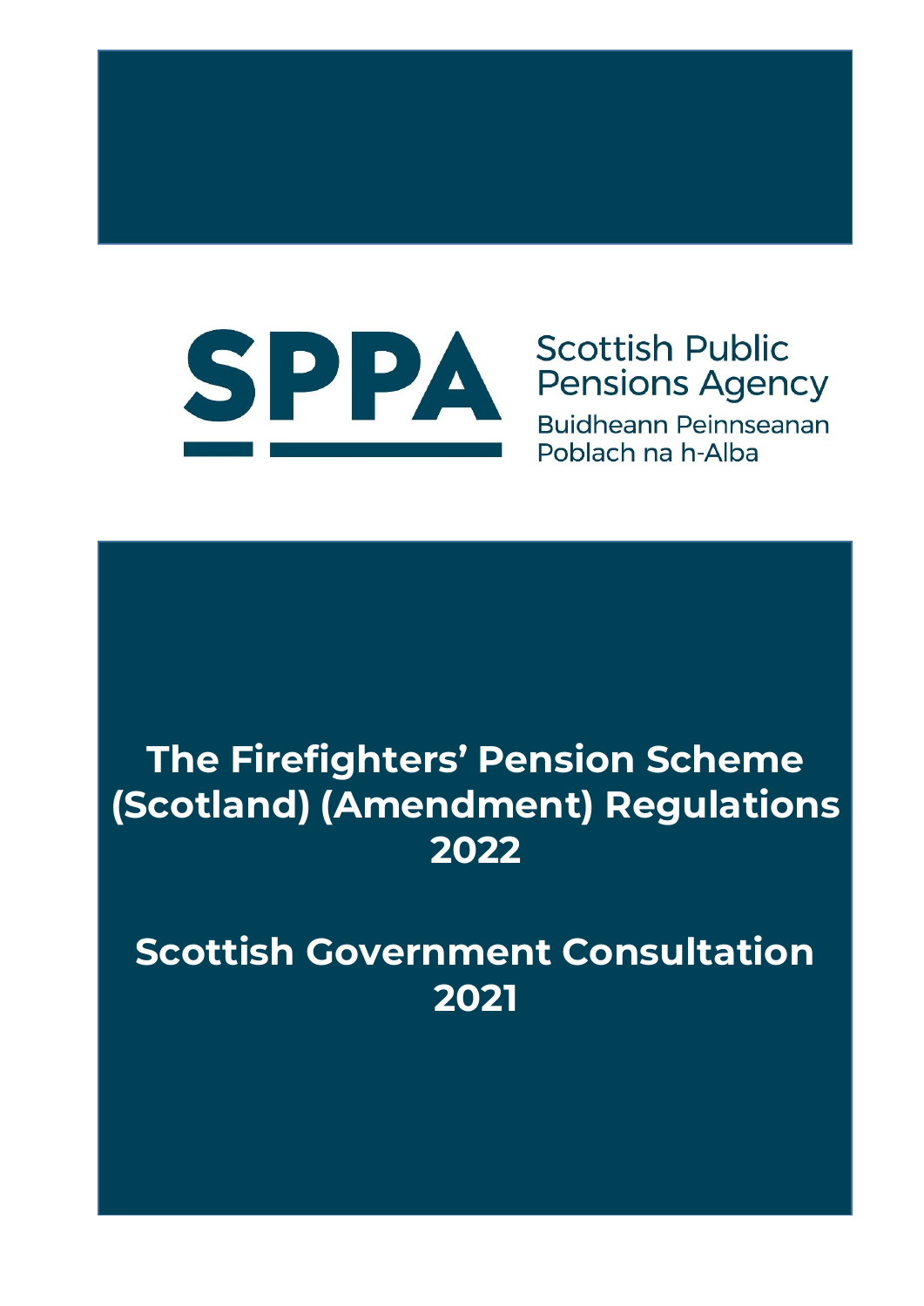SPPA

Scottish Public Pensions Agency

Buidheann Peinnseanan Poblach na h-Alba

# The Firefighters' Pension Scheme (Scotland) (Amendment) Regulations 2022

# Scottish Government Consultation 2021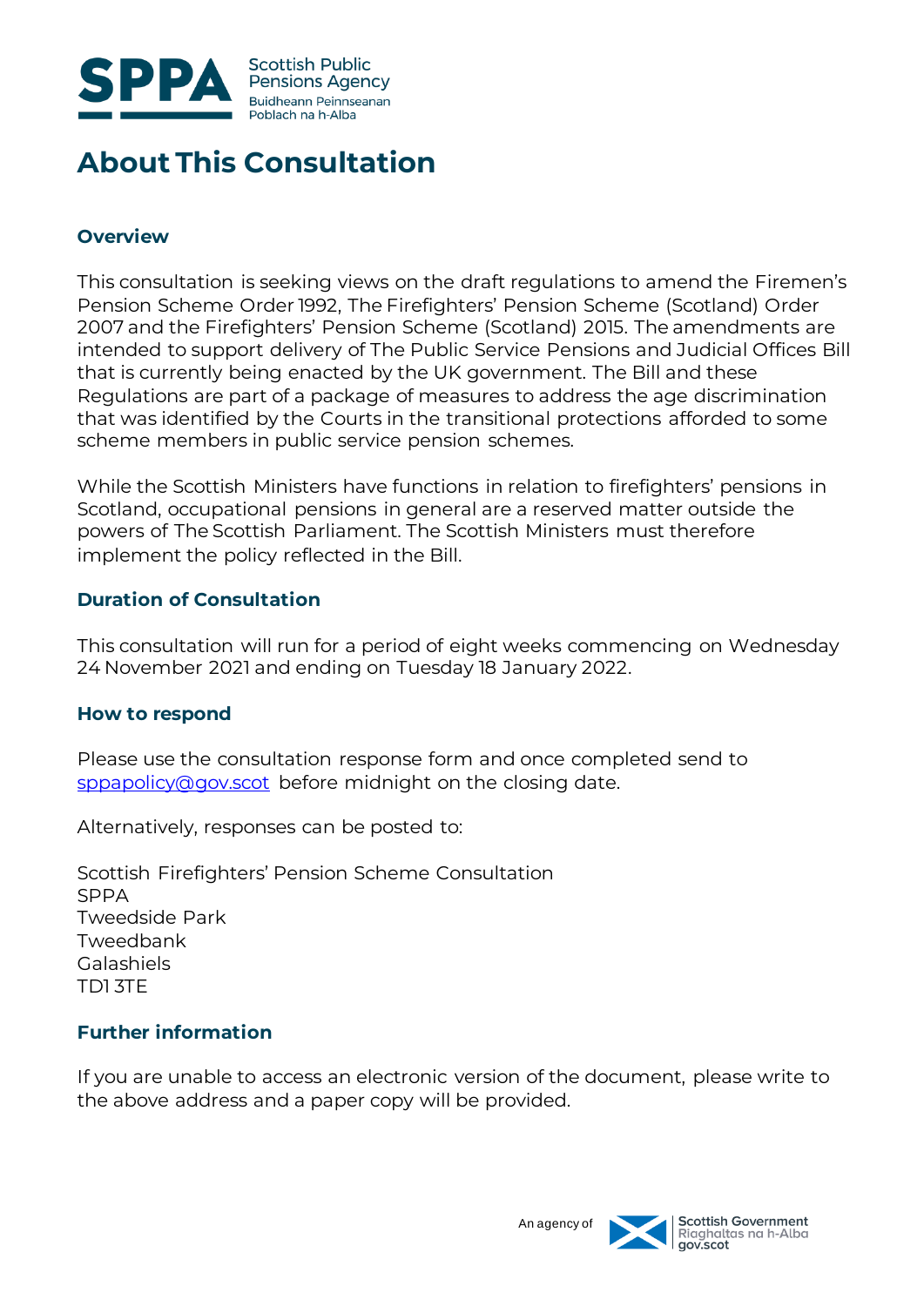# About This Consultation

### Overview

This consultation is seeking views on the draft regulations to amend the Firemen's Pension Scheme Order 1992, The Firefighters' Pension Scheme (Scotland) Order 2007 and the Firefighters' Pension Scheme (Scotland) 2015. The amendments are intended to support delivery of The Public Service Pensions and Judicial Offices Bill that is currently being enacted by the UK government. The Bill and these Regulations are part of a package of measures to address the age discrimination that was identified by the Courts in the transitional protections afforded to some scheme members in public service pension schemes.

While the Scottish Ministers have functions in relation to firefighters' pensions in Scotland, occupational pensions in general are a reserved matter outside the powers of The Scottish Parliament. The Scottish Ministers must therefore implement the policy reflected in the Bill.

### Duration of Consultation

This consultation will run for a period of eight weeks commencing on Wednesday 24 November 2021 and ending on Tuesday 18 January 2022.

### How to respond

Please use the consultation response form and once completed send to sppapolicy@gov.scot before midnight on the closing date.

Alternatively, responses can be posted to:

Scottish Firefighters' Pension Scheme Consultation
SPPA
Tweedside Park
Tweedbank
Galashiels
TD1 3TE

### Further information

If you are unable to access an electronic version of the document, please write to the above address and a paper copy will be provided.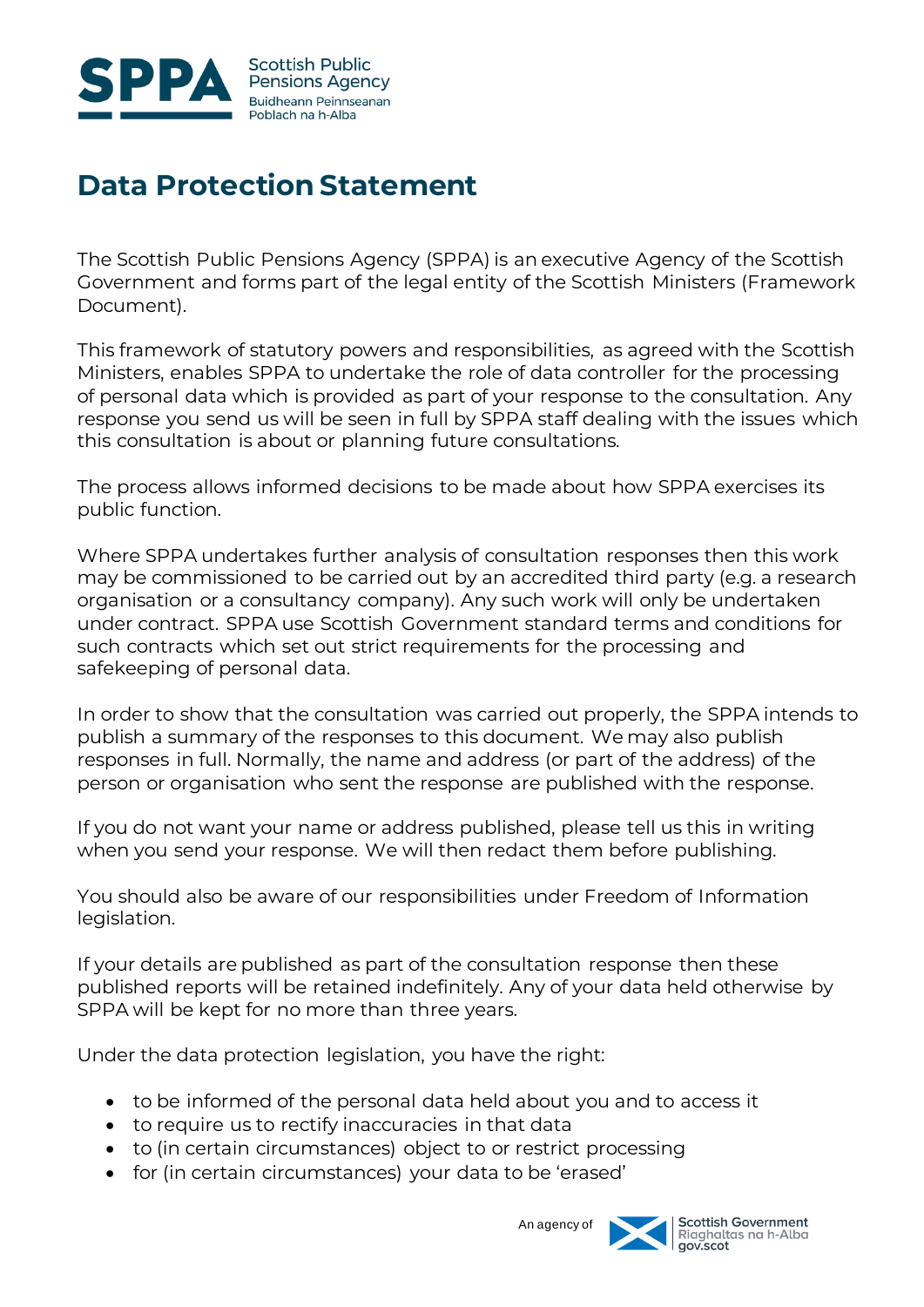# Data Protection Statement

The Scottish Public Pensions Agency (SPPA) is an executive Agency of the Scottish Government and forms part of the legal entity of the Scottish Ministers (Framework Document).

This framework of statutory powers and responsibilities, as agreed with the Scottish Ministers, enables SPPA to undertake the role of data controller for the processing of personal data which is provided as part of your response to the consultation. Any response you send us will be seen in full by SPPA staff dealing with the issues which this consultation is about or planning future consultations.

The process allows informed decisions to be made about how SPPA exercises its public function.

Where SPPA undertakes further analysis of consultation responses then this work may be commissioned to be carried out by an accredited third party (e.g. a research organisation or a consultancy company). Any such work will only be undertaken under contract. SPPA use Scottish Government standard terms and conditions for such contracts which set out strict requirements for the processing and safekeeping of personal data.

In order to show that the consultation was carried out properly, the SPPA intends to publish a summary of the responses to this document. We may also publish responses in full. Normally, the name and address (or part of the address) of the person or organisation who sent the response are published with the response.

If you do not want your name or address published, please tell us this in writing when you send your response. We will then redact them before publishing.

You should also be aware of our responsibilities under Freedom of Information legislation.

If your details are published as part of the consultation response then these published reports will be retained indefinitely. Any of your data held otherwise by SPPA will be kept for no more than three years.

Under the data protection legislation, you have the right:

- to be informed of the personal data held about you and to access it
- to require us to rectify inaccuracies in that data
- to (in certain circumstances) object to or restrict processing
- for (in certain circumstances) your data to be 'erased'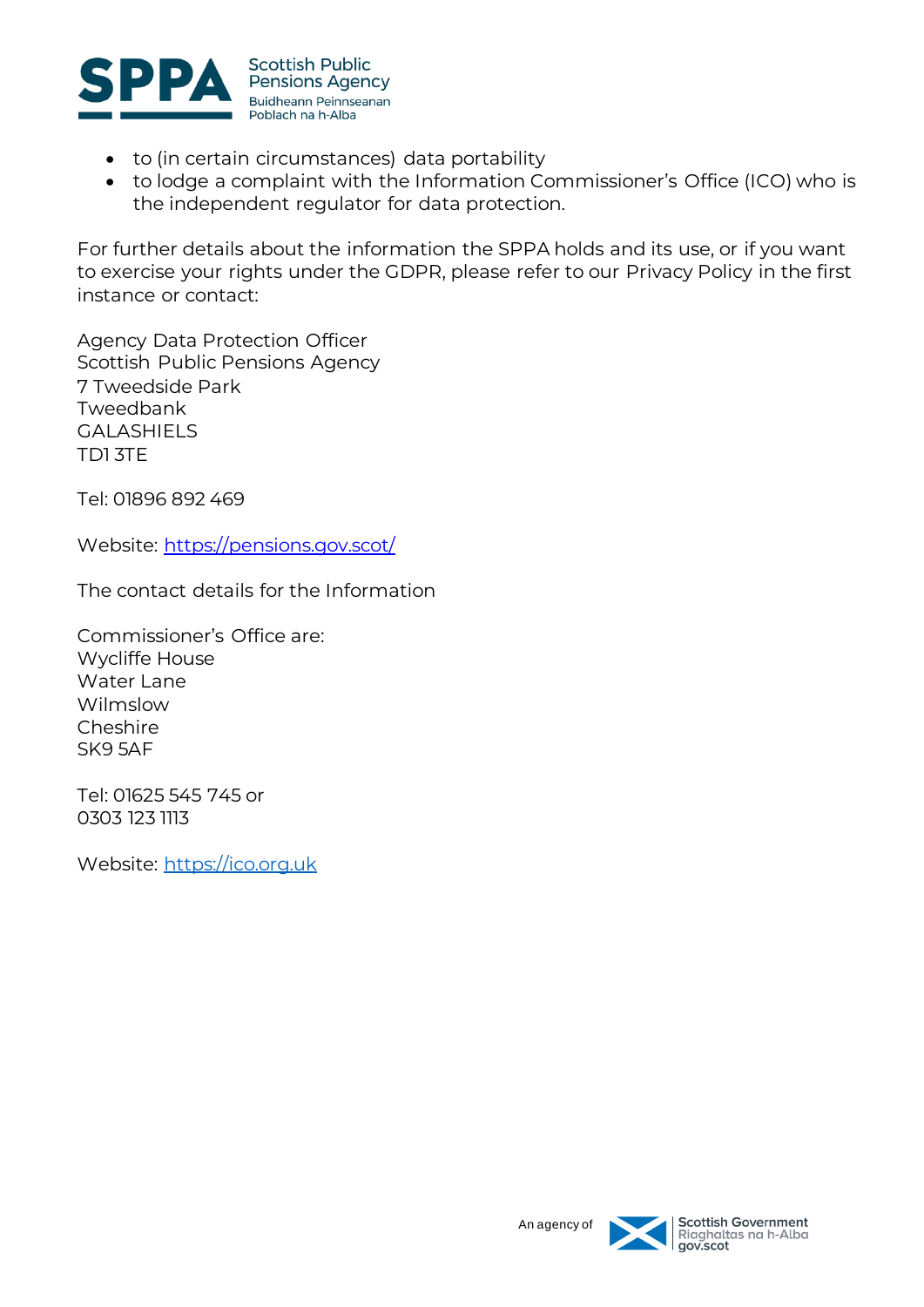- to (in certain circumstances) data portability
- to lodge a complaint with the Information Commissioner's Office (ICO) who is the independent regulator for data protection.

For further details about the information the SPPA holds and its use, or if you want to exercise your rights under the GDPR, please refer to our Privacy Policy in the first instance or contact:

Agency Data Protection Officer
Scottish Public Pensions Agency
7 Tweedside Park
Tweedbank
GALASHIELS
TD1 3TE

Tel: 01896 892 469

Website: https://pensions.gov.scot/

The contact details for the Information

Commissioner's Office are:
Wycliffe House
Water Lane
Wilmslow
Cheshire
SK9 5AF

Tel: 01625 545 745 or
0303 123 1113

Website: https://ico.org.uk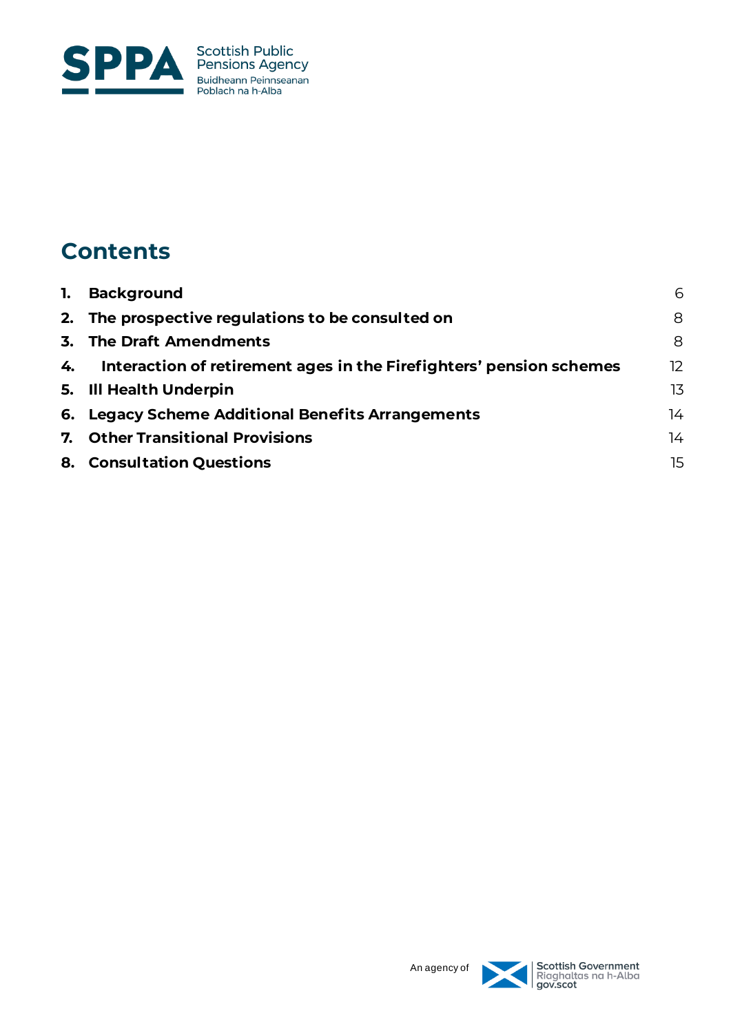# Contents

| | | |
|---|---|---|
| **1.** | **Background** | 6 |
| **2.** | **The prospective regulations to be consulted on** | 8 |
| **3.** | **The Draft Amendments** | 8 |
| **4.** | **Interaction of retirement ages in the Firefighters' pension schemes** | 12 |
| **5.** | **Ill Health Underpin** | 13 |
| **6.** | **Legacy Scheme Additional Benefits Arrangements** | 14 |
| **7.** | **Other Transitional Provisions** | 14 |
| **8.** | **Consultation Questions** | 15 |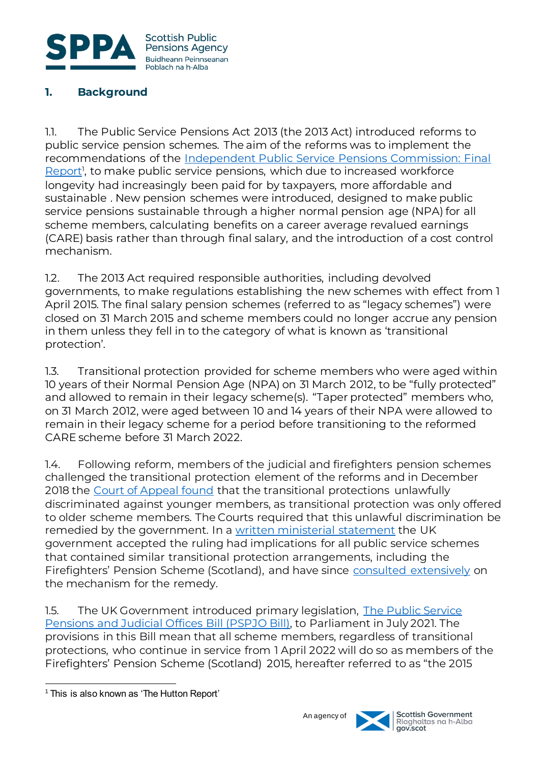## 1. Background

1.1. The Public Service Pensions Act 2013 (the 2013 Act) introduced reforms to public service pension schemes. The aim of the reforms was to implement the recommendations of the Independent Public Service Pensions Commission: Final Report[1], to make public service pensions, which due to increased workforce longevity had increasingly been paid for by taxpayers, more affordable and sustainable . New pension schemes were introduced, designed to make public service pensions sustainable through a higher normal pension age (NPA) for all scheme members, calculating benefits on a career average revalued earnings (CARE) basis rather than through final salary, and the introduction of a cost control mechanism.

1.2. The 2013 Act required responsible authorities, including devolved governments, to make regulations establishing the new schemes with effect from 1 April 2015. The final salary pension schemes (referred to as "legacy schemes") were closed on 31 March 2015 and scheme members could no longer accrue any pension in them unless they fell in to the category of what is known as 'transitional protection'.

1.3. Transitional protection provided for scheme members who were aged within 10 years of their Normal Pension Age (NPA) on 31 March 2012, to be "fully protected" and allowed to remain in their legacy scheme(s). "Taper protected" members who, on 31 March 2012, were aged between 10 and 14 years of their NPA were allowed to remain in their legacy scheme for a period before transitioning to the reformed CARE scheme before 31 March 2022.

1.4. Following reform, members of the judicial and firefighters pension schemes challenged the transitional protection element of the reforms and in December 2018 the Court of Appeal found that the transitional protections unlawfully discriminated against younger members, as transitional protection was only offered to older scheme members. The Courts required that this unlawful discrimination be remedied by the government. In a written ministerial statement the UK government accepted the ruling had implications for all public service schemes that contained similar transitional protection arrangements, including the Firefighters' Pension Scheme (Scotland), and have since consulted extensively on the mechanism for the remedy.

1.5. The UK Government introduced primary legislation, The Public Service Pensions and Judicial Offices Bill (PSPJO Bill), to Parliament in July 2021. The provisions in this Bill mean that all scheme members, regardless of transitional protections, who continue in service from 1 April 2022 will do so as members of the Firefighters' Pension Scheme (Scotland) 2015, hereafter referred to as "the 2015

[1] This is also known as 'The Hutton Report'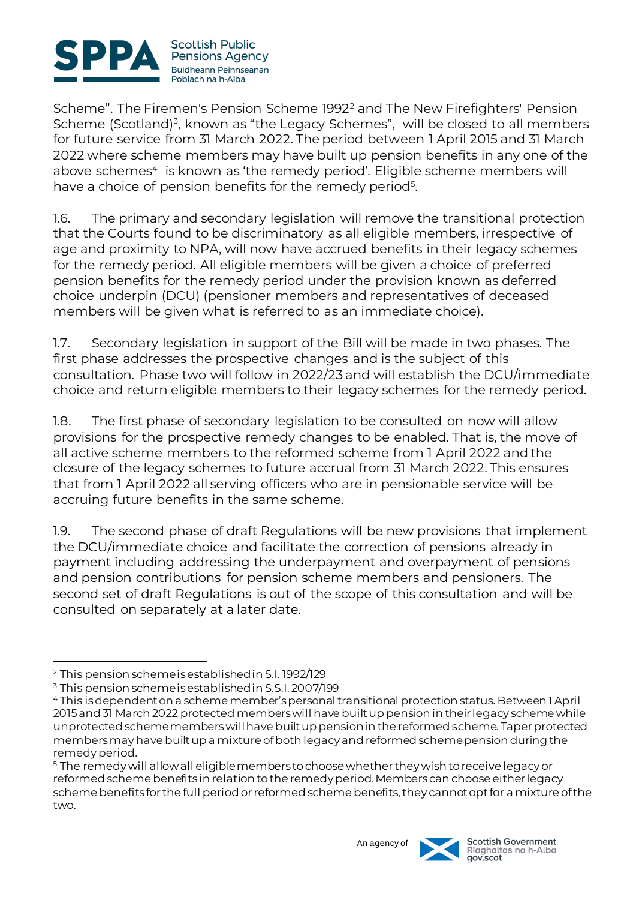Scheme”. The Firemen's Pension Scheme 1992[2] and The New Firefighters' Pension Scheme (Scotland)[3], known as “the Legacy Schemes”, will be closed to all members for future service from 31 March 2022. The period between 1 April 2015 and 31 March 2022 where scheme members may have built up pension benefits in any one of the above schemes[4] is known as ‘the remedy period’. Eligible scheme members will have a choice of pension benefits for the remedy period[5].

1.6. The primary and secondary legislation will remove the transitional protection that the Courts found to be discriminatory as all eligible members, irrespective of age and proximity to NPA, will now have accrued benefits in their legacy schemes for the remedy period. All eligible members will be given a choice of preferred pension benefits for the remedy period under the provision known as deferred choice underpin (DCU) (pensioner members and representatives of deceased members will be given what is referred to as an immediate choice).

1.7. Secondary legislation in support of the Bill will be made in two phases. The first phase addresses the prospective changes and is the subject of this consultation. Phase two will follow in 2022/23 and will establish the DCU/immediate choice and return eligible members to their legacy schemes for the remedy period.

1.8. The first phase of secondary legislation to be consulted on now will allow provisions for the prospective remedy changes to be enabled. That is, the move of all active scheme members to the reformed scheme from 1 April 2022 and the closure of the legacy schemes to future accrual from 31 March 2022. This ensures that from 1 April 2022 all serving officers who are in pensionable service will be accruing future benefits in the same scheme.

1.9. The second phase of draft Regulations will be new provisions that implement the DCU/immediate choice and facilitate the correction of pensions already in payment including addressing the underpayment and overpayment of pensions and pension contributions for pension scheme members and pensioners. The second set of draft Regulations is out of the scope of this consultation and will be consulted on separately at a later date.

---

[2] This pension scheme is established in S.I. 1992/129

[3] This pension scheme is established in S.S.I. 2007/199

[4] This is dependent on a scheme member's personal transitional protection status. Between 1 April 2015 and 31 March 2022 protected members will have built up pension in their legacy scheme while unprotected scheme members will have built up pension in the reformed scheme. Taper protected members may have built up a mixture of both legacy and reformed scheme pension during the remedy period.

[5] The remedy will allow all eligible members to choose whether they wish to receive legacy or reformed scheme benefits in relation to the remedy period. Members can choose either legacy scheme benefits for the full period or reformed scheme benefits, they cannot opt for a mixture of the two.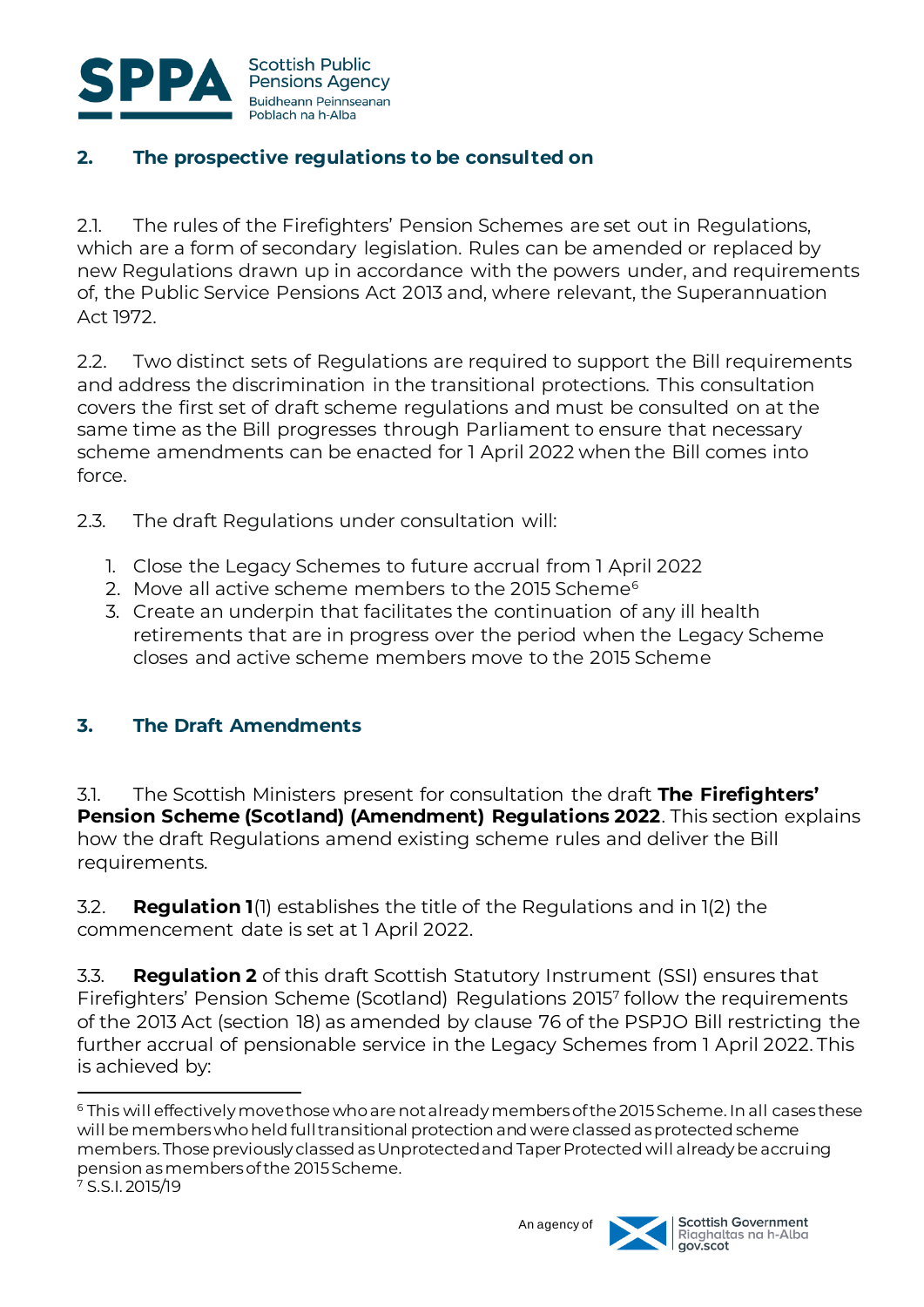## 2. The prospective regulations to be consulted on

2.1. The rules of the Firefighters' Pension Schemes are set out in Regulations, which are a form of secondary legislation. Rules can be amended or replaced by new Regulations drawn up in accordance with the powers under, and requirements of, the Public Service Pensions Act 2013 and, where relevant, the Superannuation Act 1972.

2.2. Two distinct sets of Regulations are required to support the Bill requirements and address the discrimination in the transitional protections. This consultation covers the first set of draft scheme regulations and must be consulted on at the same time as the Bill progresses through Parliament to ensure that necessary scheme amendments can be enacted for 1 April 2022 when the Bill comes into force.

2.3. The draft Regulations under consultation will:

1. Close the Legacy Schemes to future accrual from 1 April 2022
2. Move all active scheme members to the 2015 Scheme[6]
3. Create an underpin that facilitates the continuation of any ill health retirements that are in progress over the period when the Legacy Scheme closes and active scheme members move to the 2015 Scheme

## 3. The Draft Amendments

3.1. The Scottish Ministers present for consultation the draft **The Firefighters' Pension Scheme (Scotland) (Amendment) Regulations 2022**. This section explains how the draft Regulations amend existing scheme rules and deliver the Bill requirements.

3.2. **Regulation 1**(1) establishes the title of the Regulations and in 1(2) the commencement date is set at 1 April 2022.

3.3. **Regulation 2** of this draft Scottish Statutory Instrument (SSI) ensures that Firefighters' Pension Scheme (Scotland) Regulations 2015[7] follow the requirements of the 2013 Act (section 18) as amended by clause 76 of the PSPJO Bill restricting the further accrual of pensionable service in the Legacy Schemes from 1 April 2022. This is achieved by:

---

[6] This will effectively move those who are not already members of the 2015 Scheme. In all cases these will be members who held full transitional protection and were classed as protected scheme members. Those previously classed as Unprotected and Taper Protected will already be accruing pension as members of the 2015 Scheme.

[7] S.S.I. 2015/19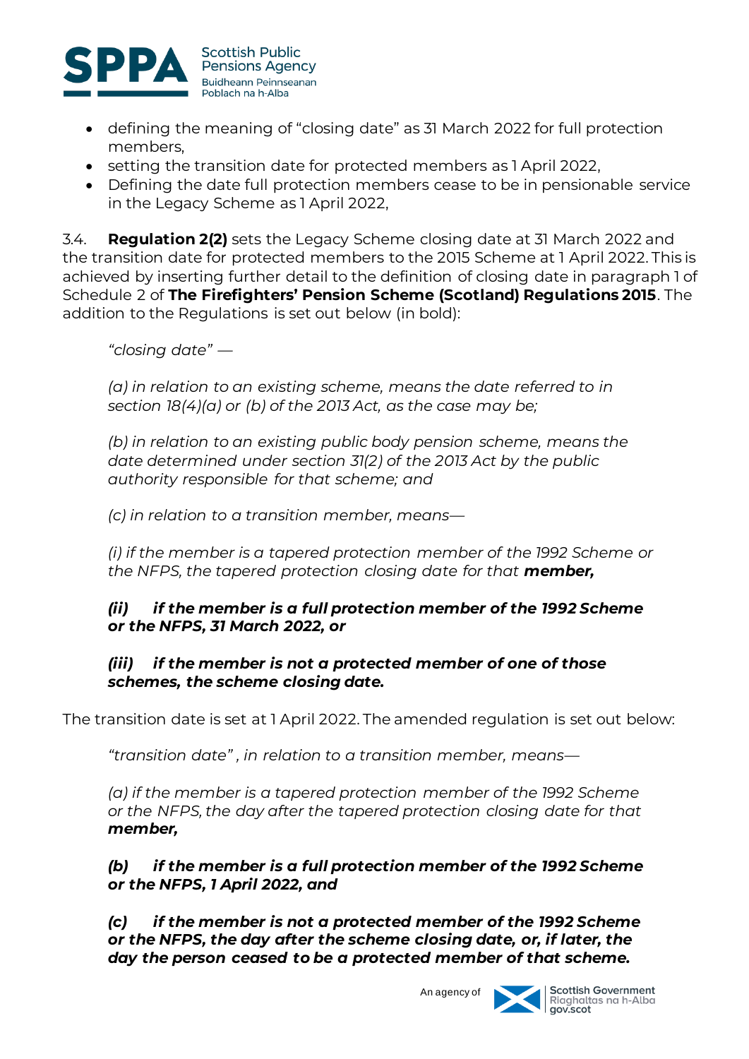- defining the meaning of "closing date" as 31 March 2022 for full protection members,
- setting the transition date for protected members as 1 April 2022,
- Defining the date full protection members cease to be in pensionable service in the Legacy Scheme as 1 April 2022,

3.4. **Regulation 2(2)** sets the Legacy Scheme closing date at 31 March 2022 and the transition date for protected members to the 2015 Scheme at 1 April 2022. This is achieved by inserting further detail to the definition of closing date in paragraph 1 of Schedule 2 of **The Firefighters' Pension Scheme (Scotland) Regulations 2015**. The addition to the Regulations is set out below (in bold):

> *"closing date" —*
>
> *(a) in relation to an existing scheme, means the date referred to in section 18(4)(a) or (b) of the 2013 Act, as the case may be;*
>
> *(b) in relation to an existing public body pension scheme, means the date determined under section 31(2) of the 2013 Act by the public authority responsible for that scheme; and*
>
> *(c) in relation to a transition member, means—*
>
> *(i) if the member is a tapered protection member of the 1992 Scheme or the NFPS, the tapered protection closing date for that* ***member,***
>
> ***(ii) if the member is a full protection member of the 1992 Scheme or the NFPS, 31 March 2022, or***
>
> ***(iii) if the member is not a protected member of one of those schemes, the scheme closing date.***

The transition date is set at 1 April 2022. The amended regulation is set out below:

> *"transition date", in relation to a transition member, means—*
>
> *(a) if the member is a tapered protection member of the 1992 Scheme or the NFPS, the day after the tapered protection closing date for that* ***member,***
>
> ***(b) if the member is a full protection member of the 1992 Scheme or the NFPS, 1 April 2022, and***
>
> ***(c) if the member is not a protected member of the 1992 Scheme or the NFPS, the day after the scheme closing date, or, if later, the day the person ceased to be a protected member of that scheme.***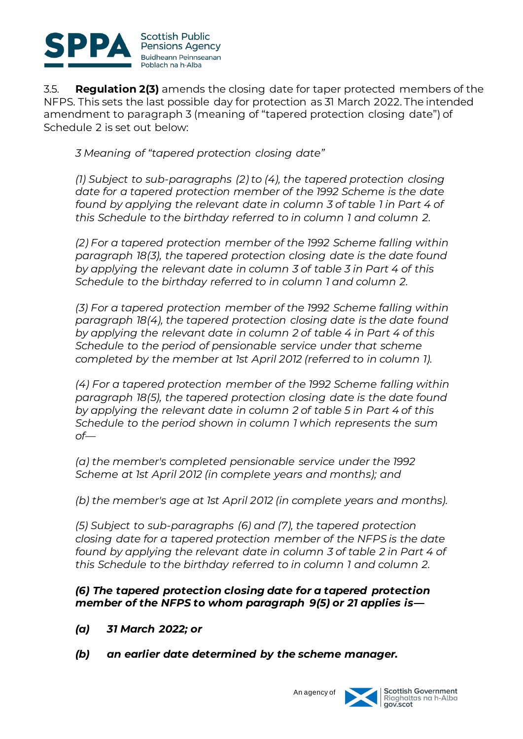3.5. **Regulation 2(3)** amends the closing date for taper protected members of the NFPS. This sets the last possible day for protection as 31 March 2022. The intended amendment to paragraph 3 (meaning of "tapered protection closing date") of Schedule 2 is set out below:

*3 Meaning of "tapered protection closing date"*

*(1) Subject to sub-paragraphs (2) to (4), the tapered protection closing date for a tapered protection member of the 1992 Scheme is the date found by applying the relevant date in column 3 of table 1 in Part 4 of this Schedule to the birthday referred to in column 1 and column 2.*

*(2) For a tapered protection member of the 1992 Scheme falling within paragraph 18(3), the tapered protection closing date is the date found by applying the relevant date in column 3 of table 3 in Part 4 of this Schedule to the birthday referred to in column 1 and column 2.*

*(3) For a tapered protection member of the 1992 Scheme falling within paragraph 18(4), the tapered protection closing date is the date found by applying the relevant date in column 2 of table 4 in Part 4 of this Schedule to the period of pensionable service under that scheme completed by the member at 1st April 2012 (referred to in column 1).*

*(4) For a tapered protection member of the 1992 Scheme falling within paragraph 18(5), the tapered protection closing date is the date found by applying the relevant date in column 2 of table 5 in Part 4 of this Schedule to the period shown in column 1 which represents the sum of—*

*(a) the member's completed pensionable service under the 1992 Scheme at 1st April 2012 (in complete years and months); and*

*(b) the member's age at 1st April 2012 (in complete years and months).*

*(5) Subject to sub-paragraphs (6) and (7), the tapered protection closing date for a tapered protection member of the NFPS is the date found by applying the relevant date in column 3 of table 2 in Part 4 of this Schedule to the birthday referred to in column 1 and column 2.*

***(6) The tapered protection closing date for a tapered protection member of the NFPS to whom paragraph 9(5) or 21 applies is—***

***(a) 31 March 2022; or***

***(b) an earlier date determined by the scheme manager.***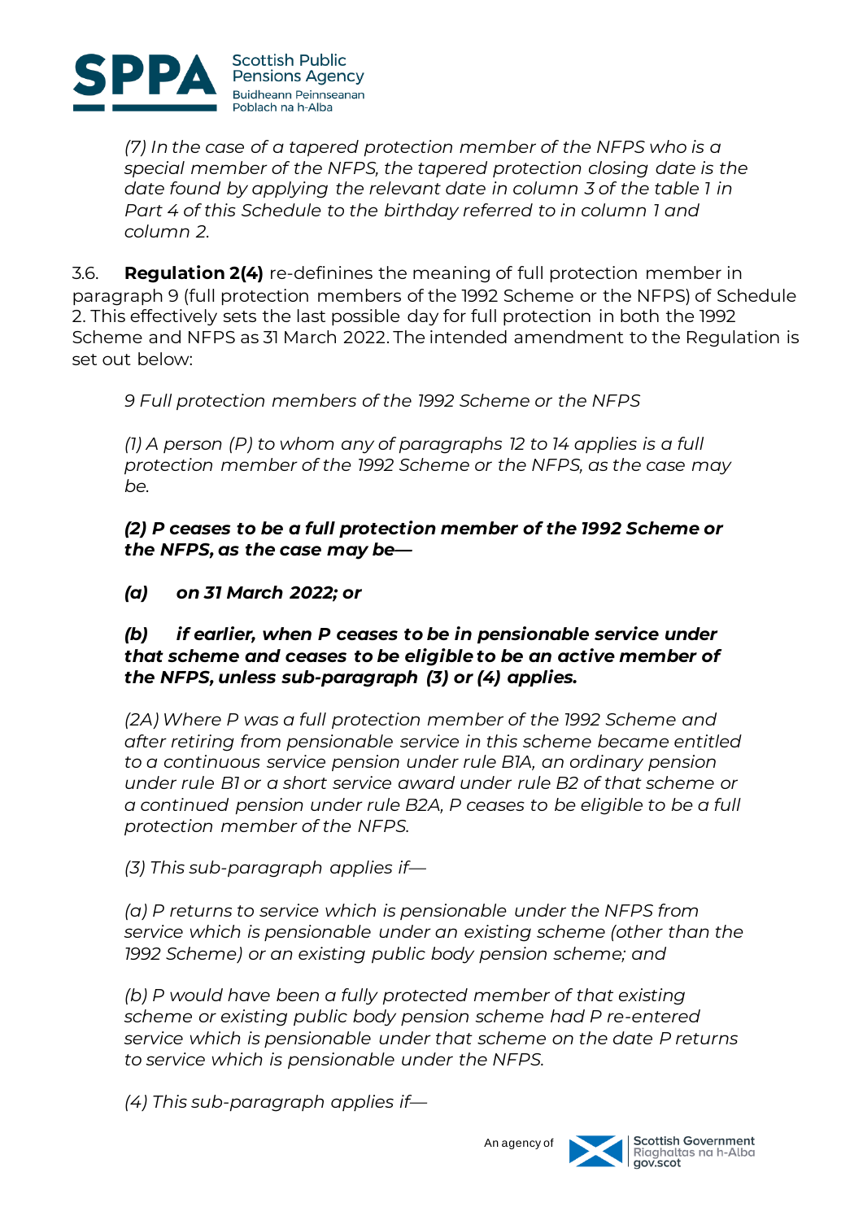*(7) In the case of a tapered protection member of the NFPS who is a special member of the NFPS, the tapered protection closing date is the date found by applying the relevant date in column 3 of the table 1 in Part 4 of this Schedule to the birthday referred to in column 1 and column 2.*

3.6. **Regulation 2(4)** re-definines the meaning of full protection member in paragraph 9 (full protection members of the 1992 Scheme or the NFPS) of Schedule 2. This effectively sets the last possible day for full protection in both the 1992 Scheme and NFPS as 31 March 2022. The intended amendment to the Regulation is set out below:

*9 Full protection members of the 1992 Scheme or the NFPS*

*(1) A person (P) to whom any of paragraphs 12 to 14 applies is a full protection member of the 1992 Scheme or the NFPS, as the case may be.*

***(2) P ceases to be a full protection member of the 1992 Scheme or the NFPS, as the case may be—***

***(a) on 31 March 2022; or***

***(b) if earlier, when P ceases to be in pensionable service under that scheme and ceases to be eligible to be an active member of the NFPS, unless sub-paragraph (3) or (4) applies.***

*(2A) Where P was a full protection member of the 1992 Scheme and after retiring from pensionable service in this scheme became entitled to a continuous service pension under rule B1A, an ordinary pension under rule B1 or a short service award under rule B2 of that scheme or a continued pension under rule B2A, P ceases to be eligible to be a full protection member of the NFPS.*

*(3) This sub-paragraph applies if—*

*(a) P returns to service which is pensionable under the NFPS from service which is pensionable under an existing scheme (other than the 1992 Scheme) or an existing public body pension scheme; and*

*(b) P would have been a fully protected member of that existing scheme or existing public body pension scheme had P re-entered service which is pensionable under that scheme on the date P returns to service which is pensionable under the NFPS.*

*(4) This sub-paragraph applies if—*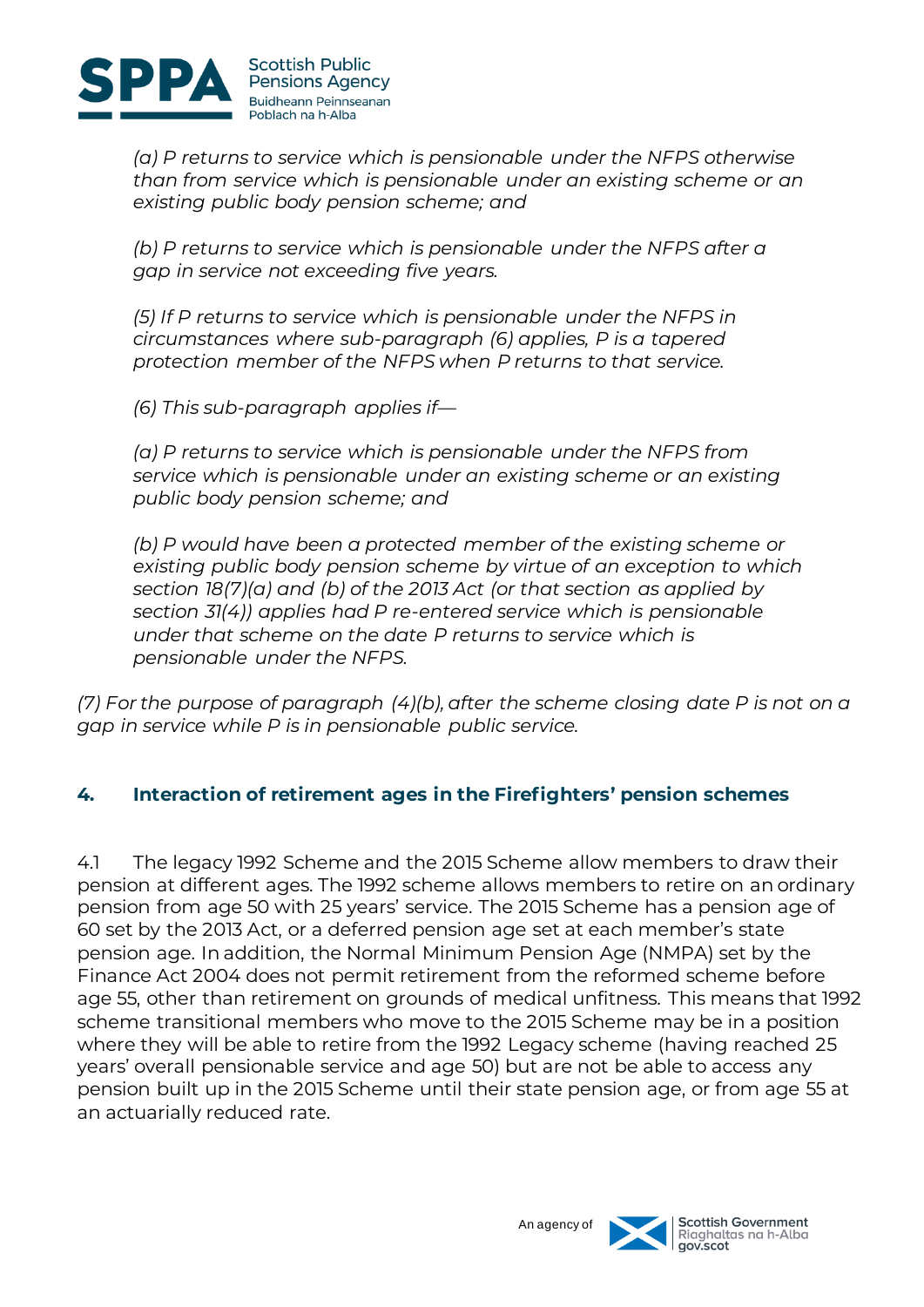*(a) P returns to service which is pensionable under the NFPS otherwise than from service which is pensionable under an existing scheme or an existing public body pension scheme; and*

*(b) P returns to service which is pensionable under the NFPS after a gap in service not exceeding five years.*

*(5) If P returns to service which is pensionable under the NFPS in circumstances where sub-paragraph (6) applies, P is a tapered protection member of the NFPS when P returns to that service.*

*(6) This sub-paragraph applies if—*

*(a) P returns to service which is pensionable under the NFPS from service which is pensionable under an existing scheme or an existing public body pension scheme; and*

*(b) P would have been a protected member of the existing scheme or existing public body pension scheme by virtue of an exception to which section 18(7)(a) and (b) of the 2013 Act (or that section as applied by section 31(4)) applies had P re-entered service which is pensionable under that scheme on the date P returns to service which is pensionable under the NFPS.*

*(7) For the purpose of paragraph (4)(b), after the scheme closing date P is not on a gap in service while P is in pensionable public service.*

## 4. Interaction of retirement ages in the Firefighters' pension schemes

4.1 The legacy 1992 Scheme and the 2015 Scheme allow members to draw their pension at different ages. The 1992 scheme allows members to retire on an ordinary pension from age 50 with 25 years' service. The 2015 Scheme has a pension age of 60 set by the 2013 Act, or a deferred pension age set at each member's state pension age. In addition, the Normal Minimum Pension Age (NMPA) set by the Finance Act 2004 does not permit retirement from the reformed scheme before age 55, other than retirement on grounds of medical unfitness. This means that 1992 scheme transitional members who move to the 2015 Scheme may be in a position where they will be able to retire from the 1992 Legacy scheme (having reached 25 years' overall pensionable service and age 50) but are not be able to access any pension built up in the 2015 Scheme until their state pension age, or from age 55 at an actuarially reduced rate.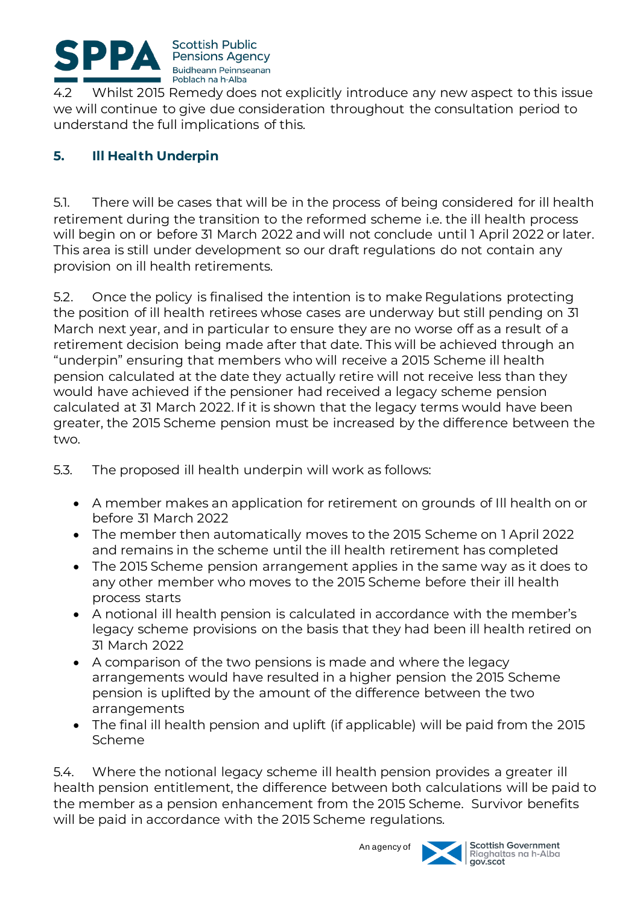4.2 Whilst 2015 Remedy does not explicitly introduce any new aspect to this issue we will continue to give due consideration throughout the consultation period to understand the full implications of this.

## 5. Ill Health Underpin

5.1. There will be cases that will be in the process of being considered for ill health retirement during the transition to the reformed scheme i.e. the ill health process will begin on or before 31 March 2022 and will not conclude until 1 April 2022 or later. This area is still under development so our draft regulations do not contain any provision on ill health retirements.

5.2. Once the policy is finalised the intention is to make Regulations protecting the position of ill health retirees whose cases are underway but still pending on 31 March next year, and in particular to ensure they are no worse off as a result of a retirement decision being made after that date. This will be achieved through an "underpin" ensuring that members who will receive a 2015 Scheme ill health pension calculated at the date they actually retire will not receive less than they would have achieved if the pensioner had received a legacy scheme pension calculated at 31 March 2022. If it is shown that the legacy terms would have been greater, the 2015 Scheme pension must be increased by the difference between the two.

5.3. The proposed ill health underpin will work as follows:

- A member makes an application for retirement on grounds of Ill health on or before 31 March 2022
- The member then automatically moves to the 2015 Scheme on 1 April 2022 and remains in the scheme until the ill health retirement has completed
- The 2015 Scheme pension arrangement applies in the same way as it does to any other member who moves to the 2015 Scheme before their ill health process starts
- A notional ill health pension is calculated in accordance with the member's legacy scheme provisions on the basis that they had been ill health retired on 31 March 2022
- A comparison of the two pensions is made and where the legacy arrangements would have resulted in a higher pension the 2015 Scheme pension is uplifted by the amount of the difference between the two arrangements
- The final ill health pension and uplift (if applicable) will be paid from the 2015 Scheme

5.4. Where the notional legacy scheme ill health pension provides a greater ill health pension entitlement, the difference between both calculations will be paid to the member as a pension enhancement from the 2015 Scheme. Survivor benefits will be paid in accordance with the 2015 Scheme regulations.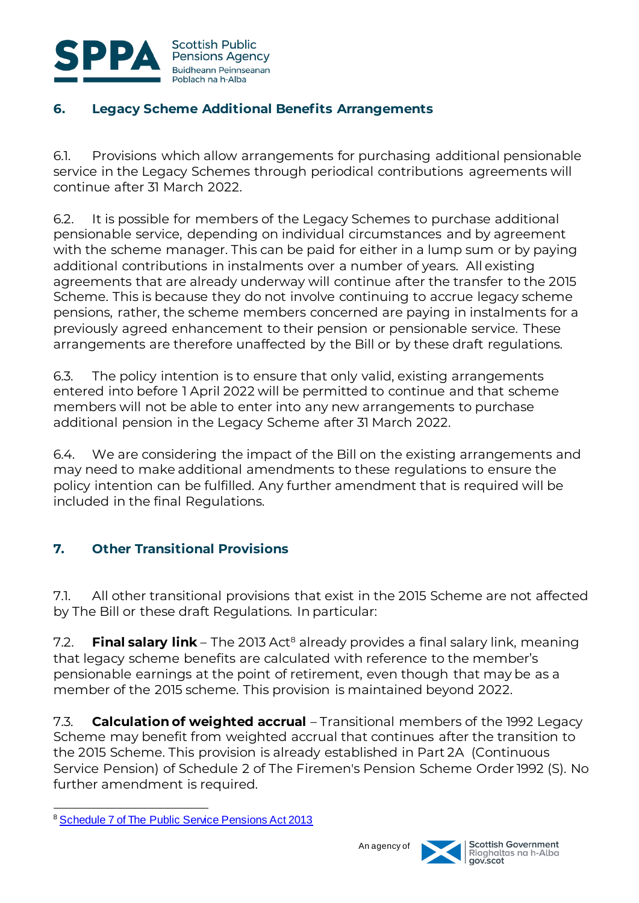## 6. Legacy Scheme Additional Benefits Arrangements

6.1. Provisions which allow arrangements for purchasing additional pensionable service in the Legacy Schemes through periodical contributions agreements will continue after 31 March 2022.

6.2. It is possible for members of the Legacy Schemes to purchase additional pensionable service, depending on individual circumstances and by agreement with the scheme manager. This can be paid for either in a lump sum or by paying additional contributions in instalments over a number of years. All existing agreements that are already underway will continue after the transfer to the 2015 Scheme. This is because they do not involve continuing to accrue legacy scheme pensions, rather, the scheme members concerned are paying in instalments for a previously agreed enhancement to their pension or pensionable service. These arrangements are therefore unaffected by the Bill or by these draft regulations.

6.3. The policy intention is to ensure that only valid, existing arrangements entered into before 1 April 2022 will be permitted to continue and that scheme members will not be able to enter into any new arrangements to purchase additional pension in the Legacy Scheme after 31 March 2022.

6.4. We are considering the impact of the Bill on the existing arrangements and may need to make additional amendments to these regulations to ensure the policy intention can be fulfilled. Any further amendment that is required will be included in the final Regulations.

## 7. Other Transitional Provisions

7.1. All other transitional provisions that exist in the 2015 Scheme are not affected by The Bill or these draft Regulations. In particular:

7.2. **Final salary link** – The 2013 Act[8] already provides a final salary link, meaning that legacy scheme benefits are calculated with reference to the member's pensionable earnings at the point of retirement, even though that may be as a member of the 2015 scheme. This provision is maintained beyond 2022.

7.3. **Calculation of weighted accrual** – Transitional members of the 1992 Legacy Scheme may benefit from weighted accrual that continues after the transition to the 2015 Scheme. This provision is already established in Part 2A (Continuous Service Pension) of Schedule 2 of The Firemen's Pension Scheme Order 1992 (S). No further amendment is required.

[8] Schedule 7 of The Public Service Pensions Act 2013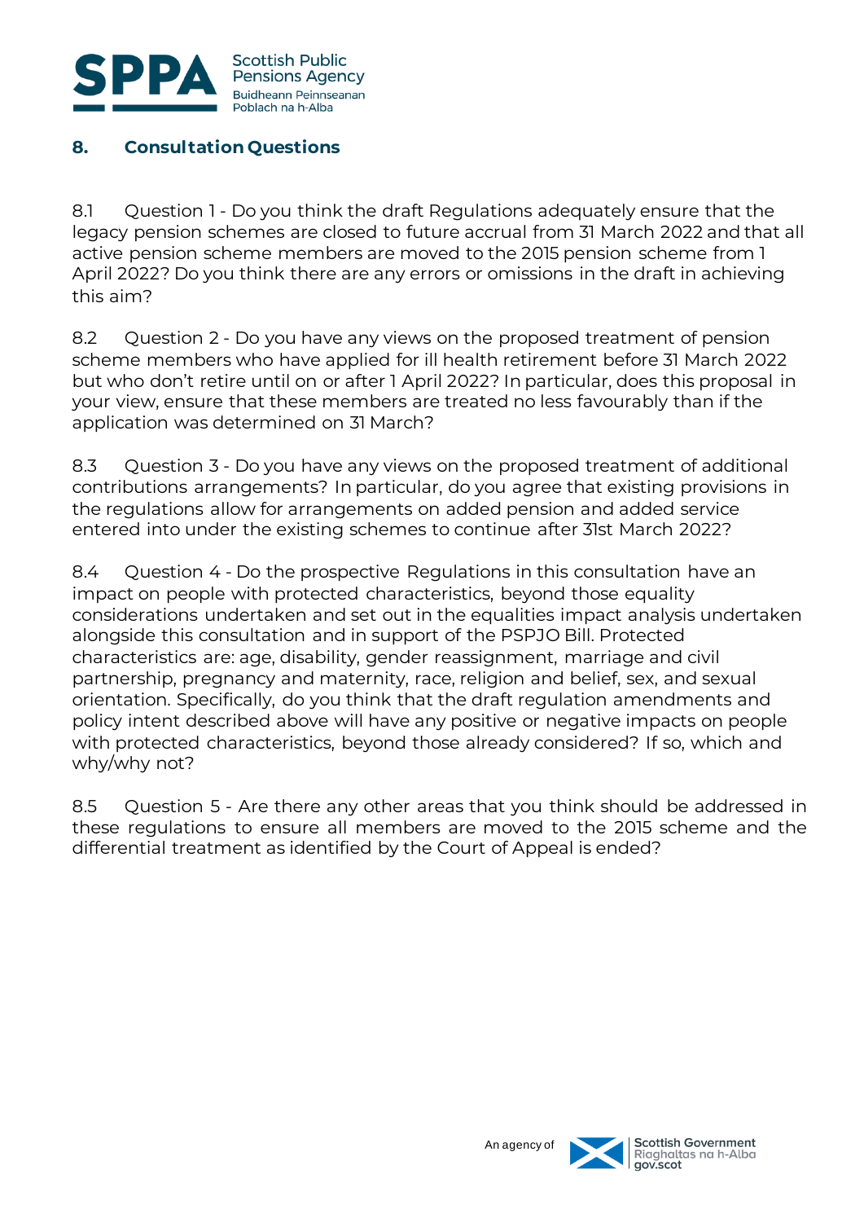## 8. Consultation Questions

8.1 Question 1 - Do you think the draft Regulations adequately ensure that the legacy pension schemes are closed to future accrual from 31 March 2022 and that all active pension scheme members are moved to the 2015 pension scheme from 1 April 2022? Do you think there are any errors or omissions in the draft in achieving this aim?

8.2 Question 2 - Do you have any views on the proposed treatment of pension scheme members who have applied for ill health retirement before 31 March 2022 but who don't retire until on or after 1 April 2022? In particular, does this proposal in your view, ensure that these members are treated no less favourably than if the application was determined on 31 March?

8.3 Question 3 - Do you have any views on the proposed treatment of additional contributions arrangements? In particular, do you agree that existing provisions in the regulations allow for arrangements on added pension and added service entered into under the existing schemes to continue after 31st March 2022?

8.4 Question 4 - Do the prospective Regulations in this consultation have an impact on people with protected characteristics, beyond those equality considerations undertaken and set out in the equalities impact analysis undertaken alongside this consultation and in support of the PSPJO Bill. Protected characteristics are: age, disability, gender reassignment, marriage and civil partnership, pregnancy and maternity, race, religion and belief, sex, and sexual orientation. Specifically, do you think that the draft regulation amendments and policy intent described above will have any positive or negative impacts on people with protected characteristics, beyond those already considered? If so, which and why/why not?

8.5 Question 5 - Are there any other areas that you think should be addressed in these regulations to ensure all members are moved to the 2015 scheme and the differential treatment as identified by the Court of Appeal is ended?